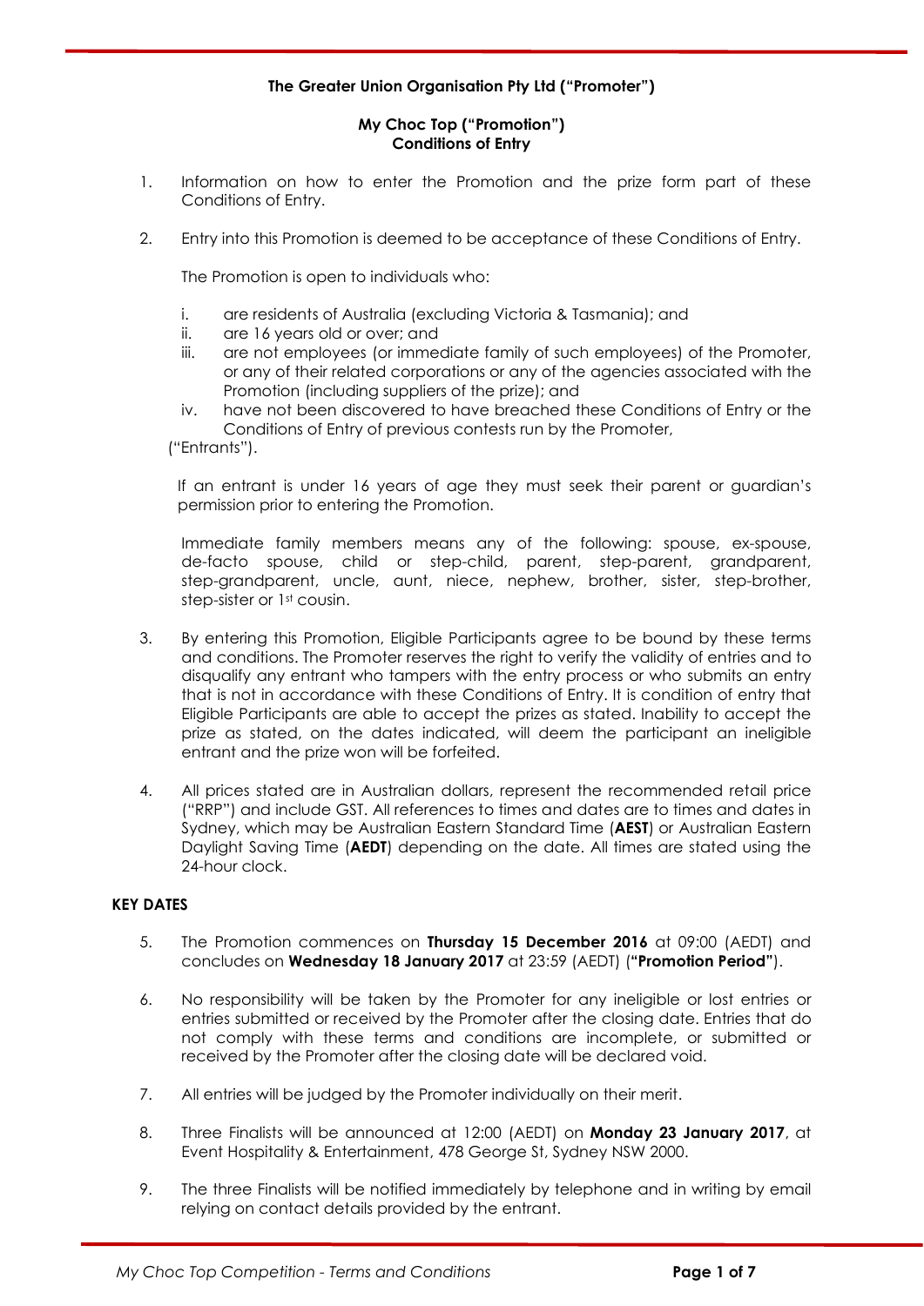**The Greater Union Organisation Pty Ltd ("Promoter")**

**My Choc Top ("Promotion")**
**Conditions of Entry**

1. Information on how to enter the Promotion and the prize form part of these Conditions of Entry.

2. Entry into this Promotion is deemed to be acceptance of these Conditions of Entry.

   The Promotion is open to individuals who:

   i. are residents of Australia (excluding Victoria & Tasmania); and
   ii. are 16 years old or over; and
   iii. are not employees (or immediate family of such employees) of the Promoter, or any of their related corporations or any of the agencies associated with the Promotion (including suppliers of the prize); and
   iv. have not been discovered to have breached these Conditions of Entry or the Conditions of Entry of previous contests run by the Promoter,

   ("Entrants").

   If an entrant is under 16 years of age they must seek their parent or guardian's permission prior to entering the Promotion.

   Immediate family members means any of the following: spouse, ex-spouse, de-facto spouse, child or step-child, parent, step-parent, grandparent, step-grandparent, uncle, aunt, niece, nephew, brother, sister, step-brother, step-sister or 1st cousin.

3. By entering this Promotion, Eligible Participants agree to be bound by these terms and conditions. The Promoter reserves the right to verify the validity of entries and to disqualify any entrant who tampers with the entry process or who submits an entry that is not in accordance with these Conditions of Entry. It is condition of entry that Eligible Participants are able to accept the prizes as stated. Inability to accept the prize as stated, on the dates indicated, will deem the participant an ineligible entrant and the prize won will be forfeited.

4. All prices stated are in Australian dollars, represent the recommended retail price ("RRP") and include GST. All references to times and dates are to times and dates in Sydney, which may be Australian Eastern Standard Time (**AEST**) or Australian Eastern Daylight Saving Time (**AEDT**) depending on the date. All times are stated using the 24-hour clock.

**KEY DATES**

5. The Promotion commences on **Thursday 15 December 2016** at 09:00 (AEDT) and concludes on **Wednesday 18 January 2017** at 23:59 (AEDT) (**"Promotion Period"**).

6. No responsibility will be taken by the Promoter for any ineligible or lost entries or entries submitted or received by the Promoter after the closing date. Entries that do not comply with these terms and conditions are incomplete, or submitted or received by the Promoter after the closing date will be declared void.

7. All entries will be judged by the Promoter individually on their merit.

8. Three Finalists will be announced at 12:00 (AEDT) on **Monday 23 January 2017**, at Event Hospitality & Entertainment, 478 George St, Sydney NSW 2000.

9. The three Finalists will be notified immediately by telephone and in writing by email relying on contact details provided by the entrant.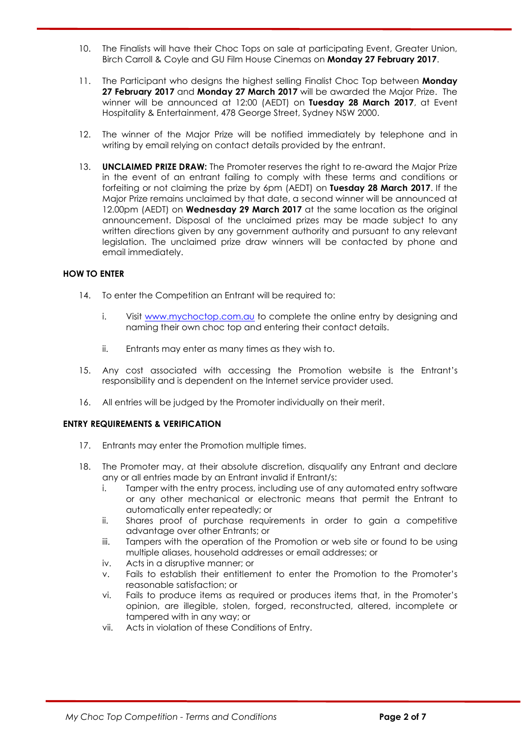10. The Finalists will have their Choc Tops on sale at participating Event, Greater Union, Birch Carroll & Coyle and GU Film House Cinemas on **Monday 27 February 2017**.

11. The Participant who designs the highest selling Finalist Choc Top between **Monday 27 February 2017** and **Monday 27 March 2017** will be awarded the Major Prize. The winner will be announced at 12:00 (AEDT) on **Tuesday 28 March 2017**, at Event Hospitality & Entertainment, 478 George Street, Sydney NSW 2000.

12. The winner of the Major Prize will be notified immediately by telephone and in writing by email relying on contact details provided by the entrant.

13. **UNCLAIMED PRIZE DRAW:** The Promoter reserves the right to re-award the Major Prize in the event of an entrant failing to comply with these terms and conditions or forfeiting or not claiming the prize by 6pm (AEDT) on **Tuesday 28 March 2017**. If the Major Prize remains unclaimed by that date, a second winner will be announced at 12.00pm (AEDT) on **Wednesday 29 March 2017** at the same location as the original announcement. Disposal of the unclaimed prizes may be made subject to any written directions given by any government authority and pursuant to any relevant legislation. The unclaimed prize draw winners will be contacted by phone and email immediately.

**HOW TO ENTER**

14. To enter the Competition an Entrant will be required to:

    i. Visit [www.mychoctop.com.au](www.mychoctop.com.au) to complete the online entry by designing and naming their own choc top and entering their contact details.

    ii. Entrants may enter as many times as they wish to.

15. Any cost associated with accessing the Promotion website is the Entrant's responsibility and is dependent on the Internet service provider used.

16. All entries will be judged by the Promoter individually on their merit.

**ENTRY REQUIREMENTS & VERIFICATION**

17. Entrants may enter the Promotion multiple times.

18. The Promoter may, at their absolute discretion, disqualify any Entrant and declare any or all entries made by an Entrant invalid if Entrant/s:
    i. Tamper with the entry process, including use of any automated entry software or any other mechanical or electronic means that permit the Entrant to automatically enter repeatedly; or
    ii. Shares proof of purchase requirements in order to gain a competitive advantage over other Entrants; or
    iii. Tampers with the operation of the Promotion or web site or found to be using multiple aliases, household addresses or email addresses; or
    iv. Acts in a disruptive manner; or
    v. Fails to establish their entitlement to enter the Promotion to the Promoter's reasonable satisfaction; or
    vi. Fails to produce items as required or produces items that, in the Promoter's opinion, are illegible, stolen, forged, reconstructed, altered, incomplete or tampered with in any way; or
    vii. Acts in violation of these Conditions of Entry.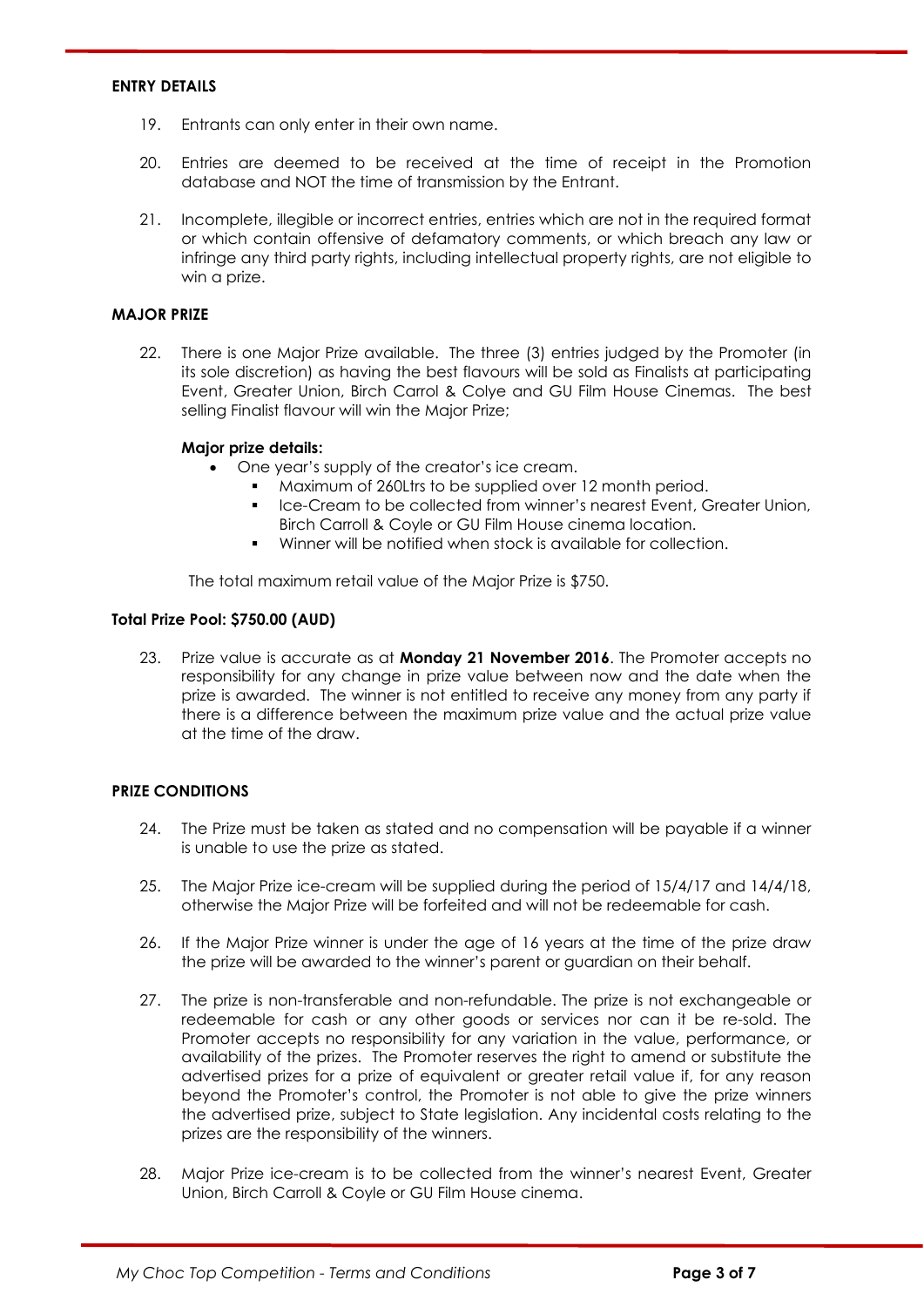**ENTRY DETAILS**

19. Entrants can only enter in their own name.

20. Entries are deemed to be received at the time of receipt in the Promotion database and NOT the time of transmission by the Entrant.

21. Incomplete, illegible or incorrect entries, entries which are not in the required format or which contain offensive of defamatory comments, or which breach any law or infringe any third party rights, including intellectual property rights, are not eligible to win a prize.

**MAJOR PRIZE**

22. There is one Major Prize available. The three (3) entries judged by the Promoter (in its sole discretion) as having the best flavours will be sold as Finalists at participating Event, Greater Union, Birch Carrol & Colye and GU Film House Cinemas. The best selling Finalist flavour will win the Major Prize;

    **Major prize details:**

    - One year's supply of the creator's ice cream.
        - Maximum of 260Ltrs to be supplied over 12 month period.
        - Ice-Cream to be collected from winner's nearest Event, Greater Union, Birch Carroll & Coyle or GU Film House cinema location.
        - Winner will be notified when stock is available for collection.

    The total maximum retail value of the Major Prize is $750.

**Total Prize Pool: $750.00 (AUD)**

23. Prize value is accurate as at **Monday 21 November 2016**. The Promoter accepts no responsibility for any change in prize value between now and the date when the prize is awarded. The winner is not entitled to receive any money from any party if there is a difference between the maximum prize value and the actual prize value at the time of the draw.

**PRIZE CONDITIONS**

24. The Prize must be taken as stated and no compensation will be payable if a winner is unable to use the prize as stated.

25. The Major Prize ice-cream will be supplied during the period of 15/4/17 and 14/4/18, otherwise the Major Prize will be forfeited and will not be redeemable for cash.

26. If the Major Prize winner is under the age of 16 years at the time of the prize draw the prize will be awarded to the winner's parent or guardian on their behalf.

27. The prize is non-transferable and non-refundable. The prize is not exchangeable or redeemable for cash or any other goods or services nor can it be re-sold. The Promoter accepts no responsibility for any variation in the value, performance, or availability of the prizes. The Promoter reserves the right to amend or substitute the advertised prizes for a prize of equivalent or greater retail value if, for any reason beyond the Promoter's control, the Promoter is not able to give the prize winners the advertised prize, subject to State legislation. Any incidental costs relating to the prizes are the responsibility of the winners.

28. Major Prize ice-cream is to be collected from the winner's nearest Event, Greater Union, Birch Carroll & Coyle or GU Film House cinema.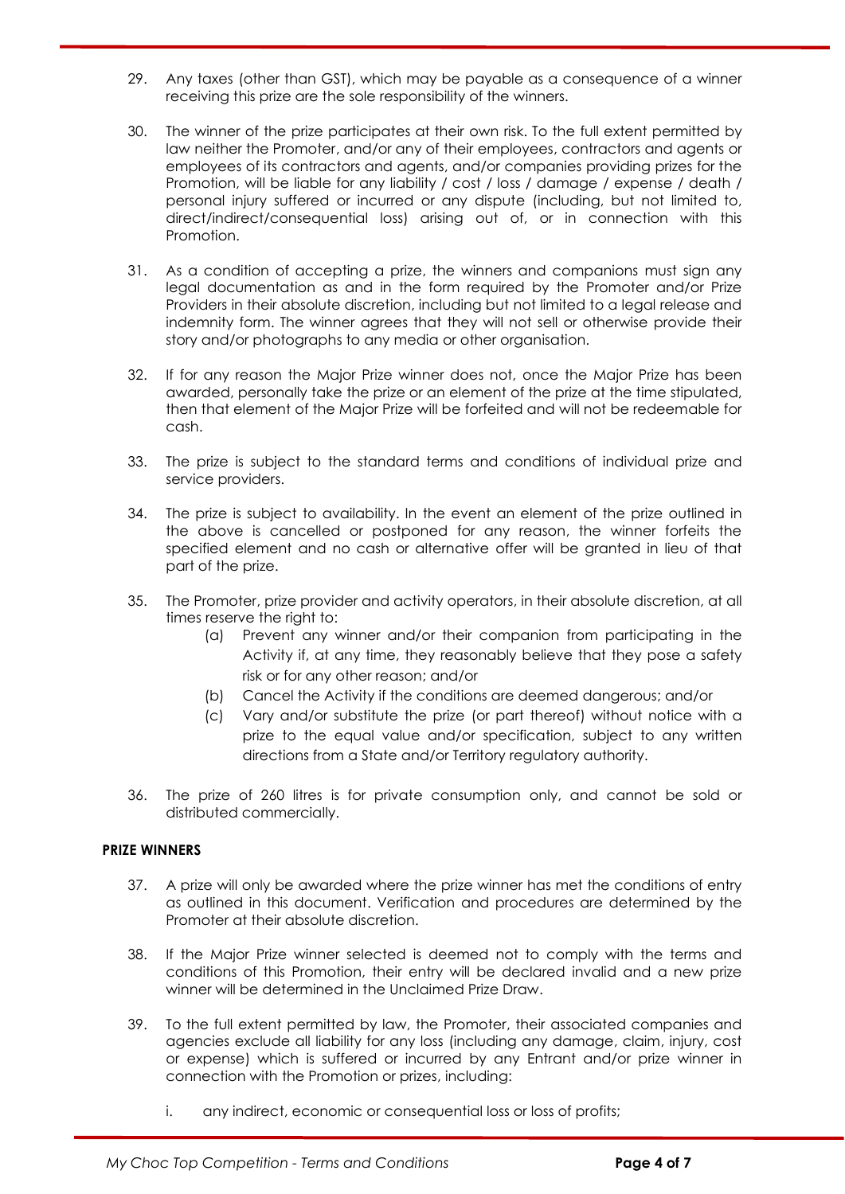29. Any taxes (other than GST), which may be payable as a consequence of a winner receiving this prize are the sole responsibility of the winners.

30. The winner of the prize participates at their own risk. To the full extent permitted by law neither the Promoter, and/or any of their employees, contractors and agents or employees of its contractors and agents, and/or companies providing prizes for the Promotion, will be liable for any liability / cost / loss / damage / expense / death / personal injury suffered or incurred or any dispute (including, but not limited to, direct/indirect/consequential loss) arising out of, or in connection with this Promotion.

31. As a condition of accepting a prize, the winners and companions must sign any legal documentation as and in the form required by the Promoter and/or Prize Providers in their absolute discretion, including but not limited to a legal release and indemnity form. The winner agrees that they will not sell or otherwise provide their story and/or photographs to any media or other organisation.

32. If for any reason the Major Prize winner does not, once the Major Prize has been awarded, personally take the prize or an element of the prize at the time stipulated, then that element of the Major Prize will be forfeited and will not be redeemable for cash.

33. The prize is subject to the standard terms and conditions of individual prize and service providers.

34. The prize is subject to availability. In the event an element of the prize outlined in the above is cancelled or postponed for any reason, the winner forfeits the specified element and no cash or alternative offer will be granted in lieu of that part of the prize.

35. The Promoter, prize provider and activity operators, in their absolute discretion, at all times reserve the right to:
    (a) Prevent any winner and/or their companion from participating in the Activity if, at any time, they reasonably believe that they pose a safety risk or for any other reason; and/or
    (b) Cancel the Activity if the conditions are deemed dangerous; and/or
    (c) Vary and/or substitute the prize (or part thereof) without notice with a prize to the equal value and/or specification, subject to any written directions from a State and/or Territory regulatory authority.

36. The prize of 260 litres is for private consumption only, and cannot be sold or distributed commercially.

**PRIZE WINNERS**

37. A prize will only be awarded where the prize winner has met the conditions of entry as outlined in this document. Verification and procedures are determined by the Promoter at their absolute discretion.

38. If the Major Prize winner selected is deemed not to comply with the terms and conditions of this Promotion, their entry will be declared invalid and a new prize winner will be determined in the Unclaimed Prize Draw.

39. To the full extent permitted by law, the Promoter, their associated companies and agencies exclude all liability for any loss (including any damage, claim, injury, cost or expense) which is suffered or incurred by any Entrant and/or prize winner in connection with the Promotion or prizes, including:

    i. any indirect, economic or consequential loss or loss of profits;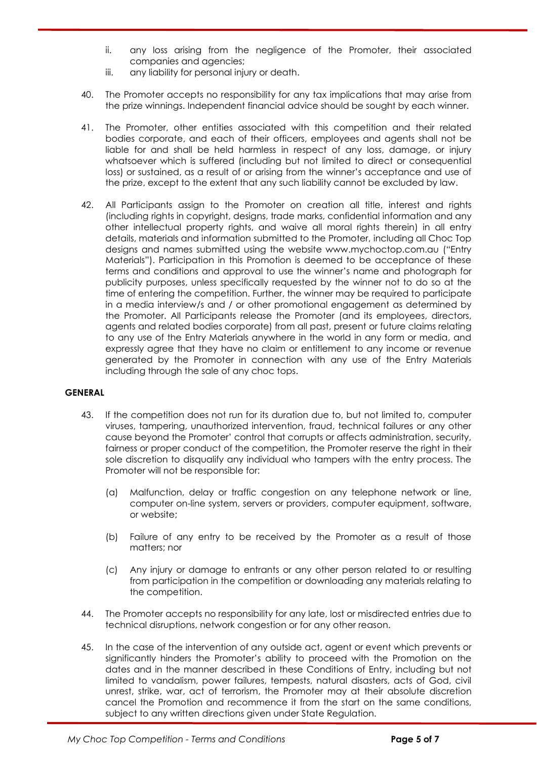ii. any loss arising from the negligence of the Promoter, their associated companies and agencies;

iii. any liability for personal injury or death.

40. The Promoter accepts no responsibility for any tax implications that may arise from the prize winnings. Independent financial advice should be sought by each winner.

41. The Promoter, other entities associated with this competition and their related bodies corporate, and each of their officers, employees and agents shall not be liable for and shall be held harmless in respect of any loss, damage, or injury whatsoever which is suffered (including but not limited to direct or consequential loss) or sustained, as a result of or arising from the winner's acceptance and use of the prize, except to the extent that any such liability cannot be excluded by law.

42. All Participants assign to the Promoter on creation all title, interest and rights (including rights in copyright, designs, trade marks, confidential information and any other intellectual property rights, and waive all moral rights therein) in all entry details, materials and information submitted to the Promoter, including all Choc Top designs and names submitted using the website www.mychoctop.com.au ("Entry Materials"). Participation in this Promotion is deemed to be acceptance of these terms and conditions and approval to use the winner's name and photograph for publicity purposes, unless specifically requested by the winner not to do so at the time of entering the competition. Further, the winner may be required to participate in a media interview/s and / or other promotional engagement as determined by the Promoter. All Participants release the Promoter (and its employees, directors, agents and related bodies corporate) from all past, present or future claims relating to any use of the Entry Materials anywhere in the world in any form or media, and expressly agree that they have no claim or entitlement to any income or revenue generated by the Promoter in connection with any use of the Entry Materials including through the sale of any choc tops.

**GENERAL**

43. If the competition does not run for its duration due to, but not limited to, computer viruses, tampering, unauthorized intervention, fraud, technical failures or any other cause beyond the Promoter' control that corrupts or affects administration, security, fairness or proper conduct of the competition, the Promoter reserve the right in their sole discretion to disqualify any individual who tampers with the entry process. The Promoter will not be responsible for:

    (a) Malfunction, delay or traffic congestion on any telephone network or line, computer on-line system, servers or providers, computer equipment, software, or website;

    (b) Failure of any entry to be received by the Promoter as a result of those matters; nor

    (c) Any injury or damage to entrants or any other person related to or resulting from participation in the competition or downloading any materials relating to the competition.

44. The Promoter accepts no responsibility for any late, lost or misdirected entries due to technical disruptions, network congestion or for any other reason.

45. In the case of the intervention of any outside act, agent or event which prevents or significantly hinders the Promoter's ability to proceed with the Promotion on the dates and in the manner described in these Conditions of Entry, including but not limited to vandalism, power failures, tempests, natural disasters, acts of God, civil unrest, strike, war, act of terrorism, the Promoter may at their absolute discretion cancel the Promotion and recommence it from the start on the same conditions, subject to any written directions given under State Regulation.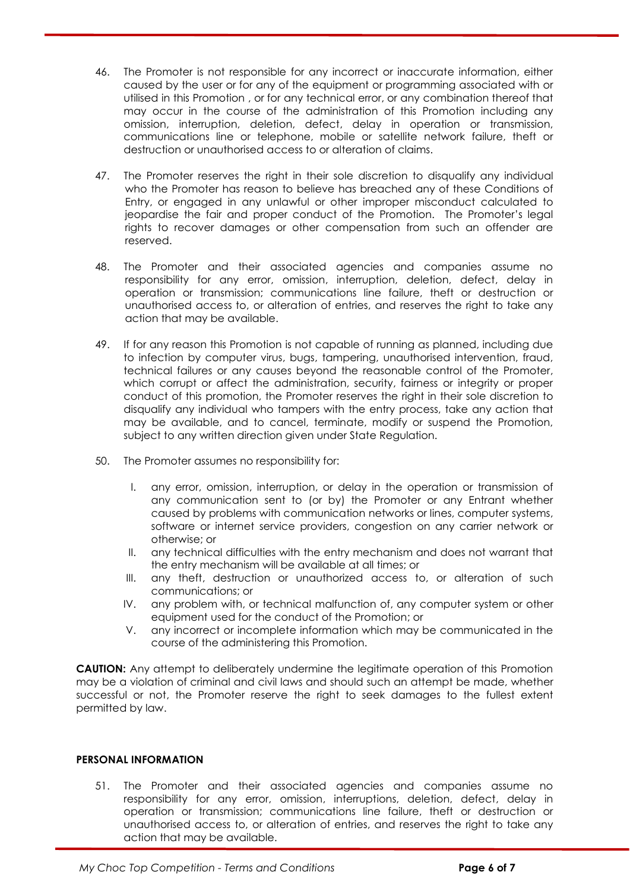46. The Promoter is not responsible for any incorrect or inaccurate information, either caused by the user or for any of the equipment or programming associated with or utilised in this Promotion , or for any technical error, or any combination thereof that may occur in the course of the administration of this Promotion including any omission, interruption, deletion, defect, delay in operation or transmission, communications line or telephone, mobile or satellite network failure, theft or destruction or unauthorised access to or alteration of claims.

47. The Promoter reserves the right in their sole discretion to disqualify any individual who the Promoter has reason to believe has breached any of these Conditions of Entry, or engaged in any unlawful or other improper misconduct calculated to jeopardise the fair and proper conduct of the Promotion. The Promoter's legal rights to recover damages or other compensation from such an offender are reserved.

48. The Promoter and their associated agencies and companies assume no responsibility for any error, omission, interruption, deletion, defect, delay in operation or transmission; communications line failure, theft or destruction or unauthorised access to, or alteration of entries, and reserves the right to take any action that may be available.

49. If for any reason this Promotion is not capable of running as planned, including due to infection by computer virus, bugs, tampering, unauthorised intervention, fraud, technical failures or any causes beyond the reasonable control of the Promoter, which corrupt or affect the administration, security, fairness or integrity or proper conduct of this promotion, the Promoter reserves the right in their sole discretion to disqualify any individual who tampers with the entry process, take any action that may be available, and to cancel, terminate, modify or suspend the Promotion, subject to any written direction given under State Regulation.

50. The Promoter assumes no responsibility for:

    I. any error, omission, interruption, or delay in the operation or transmission of any communication sent to (or by) the Promoter or any Entrant whether caused by problems with communication networks or lines, computer systems, software or internet service providers, congestion on any carrier network or otherwise; or
    II. any technical difficulties with the entry mechanism and does not warrant that the entry mechanism will be available at all times; or
    III. any theft, destruction or unauthorized access to, or alteration of such communications; or
    IV. any problem with, or technical malfunction of, any computer system or other equipment used for the conduct of the Promotion; or
    V. any incorrect or incomplete information which may be communicated in the course of the administering this Promotion.

**CAUTION:** Any attempt to deliberately undermine the legitimate operation of this Promotion may be a violation of criminal and civil laws and should such an attempt be made, whether successful or not, the Promoter reserve the right to seek damages to the fullest extent permitted by law.

**PERSONAL INFORMATION**

51. The Promoter and their associated agencies and companies assume no responsibility for any error, omission, interruptions, deletion, defect, delay in operation or transmission; communications line failure, theft or destruction or unauthorised access to, or alteration of entries, and reserves the right to take any action that may be available.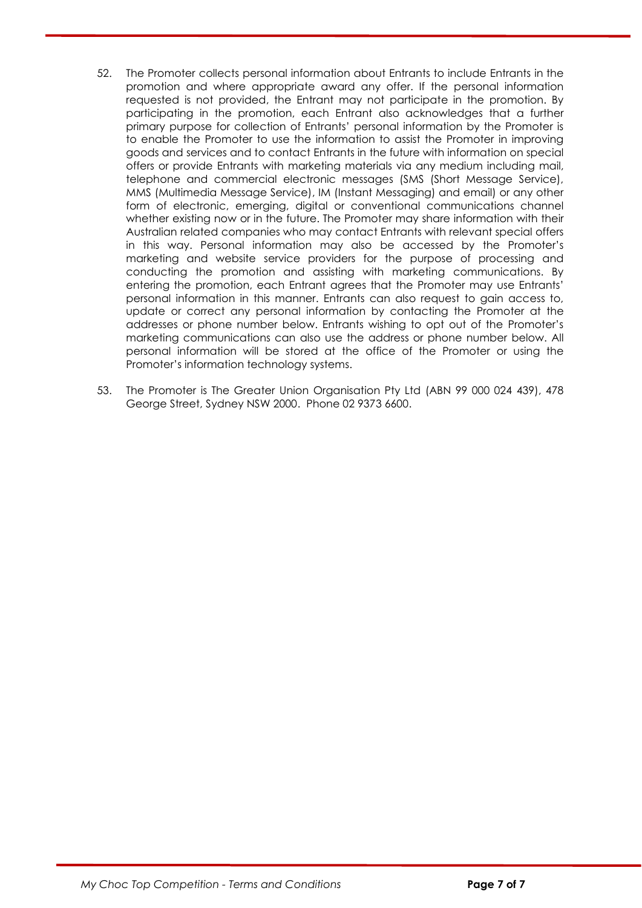52. The Promoter collects personal information about Entrants to include Entrants in the promotion and where appropriate award any offer. If the personal information requested is not provided, the Entrant may not participate in the promotion. By participating in the promotion, each Entrant also acknowledges that a further primary purpose for collection of Entrants' personal information by the Promoter is to enable the Promoter to use the information to assist the Promoter in improving goods and services and to contact Entrants in the future with information on special offers or provide Entrants with marketing materials via any medium including mail, telephone and commercial electronic messages (SMS (Short Message Service), MMS (Multimedia Message Service), IM (Instant Messaging) and email) or any other form of electronic, emerging, digital or conventional communications channel whether existing now or in the future. The Promoter may share information with their Australian related companies who may contact Entrants with relevant special offers in this way. Personal information may also be accessed by the Promoter's marketing and website service providers for the purpose of processing and conducting the promotion and assisting with marketing communications. By entering the promotion, each Entrant agrees that the Promoter may use Entrants' personal information in this manner. Entrants can also request to gain access to, update or correct any personal information by contacting the Promoter at the addresses or phone number below. Entrants wishing to opt out of the Promoter's marketing communications can also use the address or phone number below. All personal information will be stored at the office of the Promoter or using the Promoter's information technology systems.

53. The Promoter is The Greater Union Organisation Pty Ltd (ABN 99 000 024 439), 478 George Street, Sydney NSW 2000. Phone 02 9373 6600.